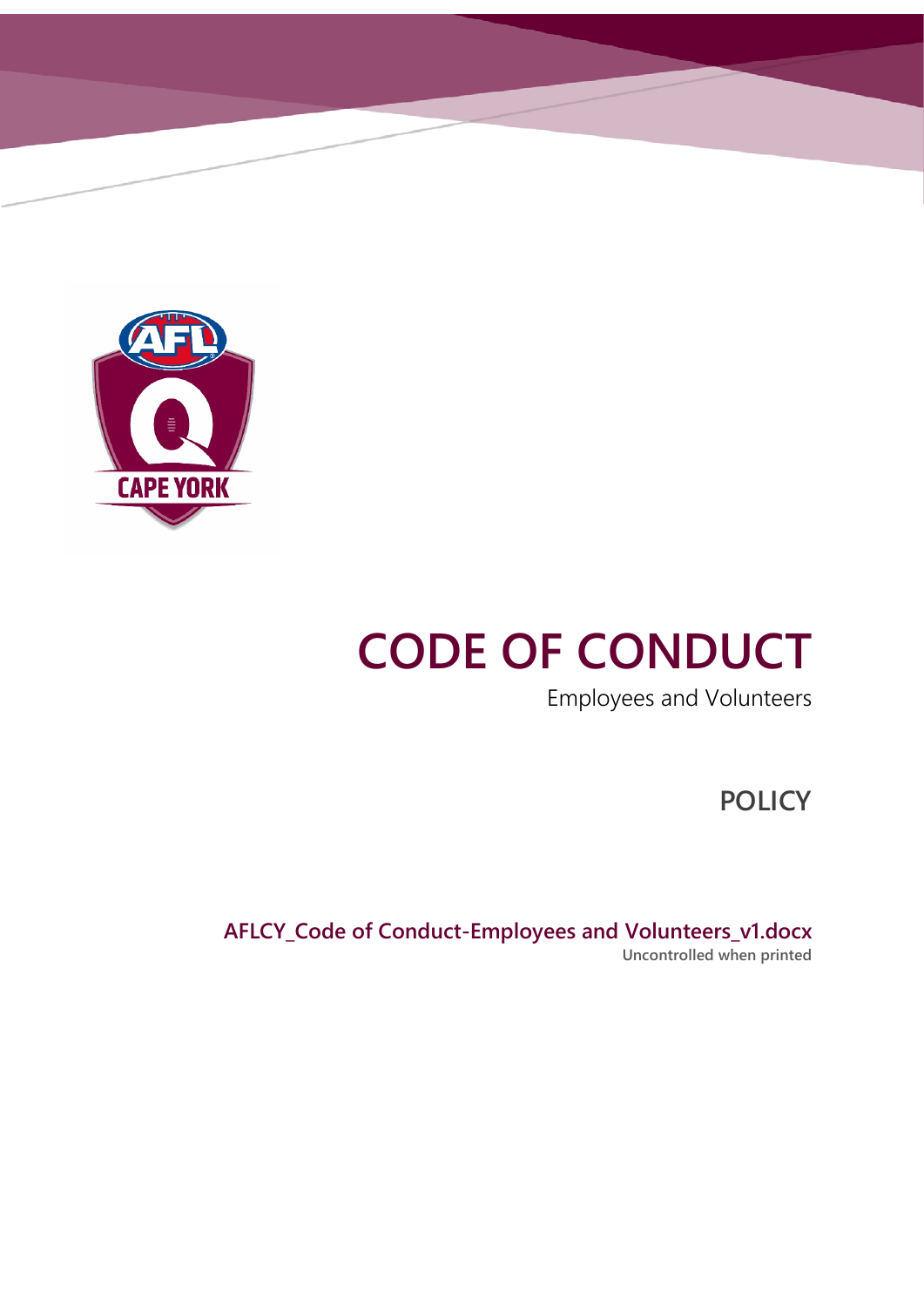# CODE OF CONDUCT

Employees and Volunteers

**POLICY**

**AFLCY_Code of Conduct-Employees and Volunteers_v1.docx**

**Uncontrolled when printed**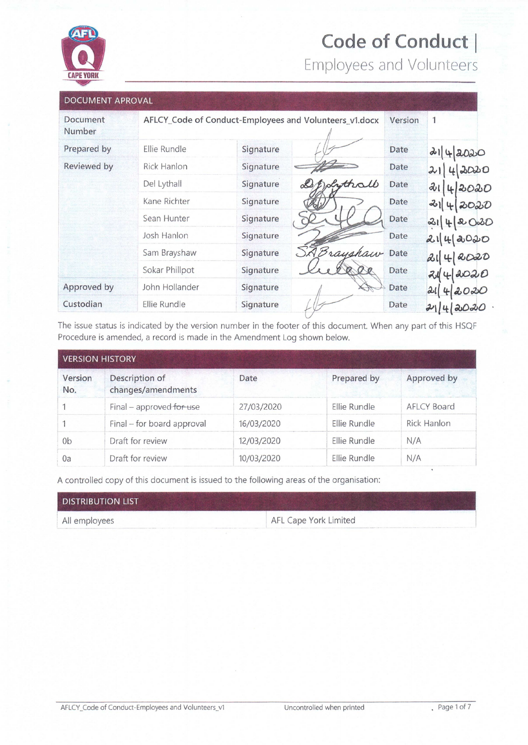# Code of Conduct | Employees and Volunteers

## DOCUMENT APROVAL

| Document Number | AFLCY_Code of Conduct-Employees and Volunteers_v1.docx | | | Version | 1 |
|---|---|---|---|---|---|
| Prepared by | Ellie Rundle | Signature | | Date | 21/4/2020 |
| Reviewed by | Rick Hanlon | Signature | | Date | 21/4/2020 |
| | Del Lythall | Signature | | Date | 21/4/2020 |
| | Kane Richter | Signature | | Date | 21/4/2020 |
| | Sean Hunter | Signature | | Date | 21/4/2020 |
| | Josh Hanlon | Signature | | Date | 21/4/2020 |
| | Sam Brayshaw | Signature | SABrayshaw | Date | 21/4/2020 |
| | Sokar Phillpot | Signature | | Date | 21/4/2020 |
| Approved by | John Hollander | Signature | | Date | 21/4/2020 |
| Custodian | Ellie Rundle | Signature | | Date | 21/4/2020 |

The issue status is indicated by the version number in the footer of this document. When any part of this HSQF Procedure is amended, a record is made in the Amendment Log shown below.

## VERSION HISTORY

| Version No. | Description of changes/amendments | Date | Prepared by | Approved by |
|---|---|---|---|---|
| 1 | Final – approved ~~for use~~ | 27/03/2020 | Ellie Rundle | AFLCY Board |
| 1 | Final – for board approval | 16/03/2020 | Ellie Rundle | Rick Hanlon |
| 0b | Draft for review | 12/03/2020 | Ellie Rundle | N/A |
| 0a | Draft for review | 10/03/2020 | Ellie Rundle | N/A |

A controlled copy of this document is issued to the following areas of the organisation:

## DISTRIBUTION LIST

| All employees | AFL Cape York Limited |
|---|---|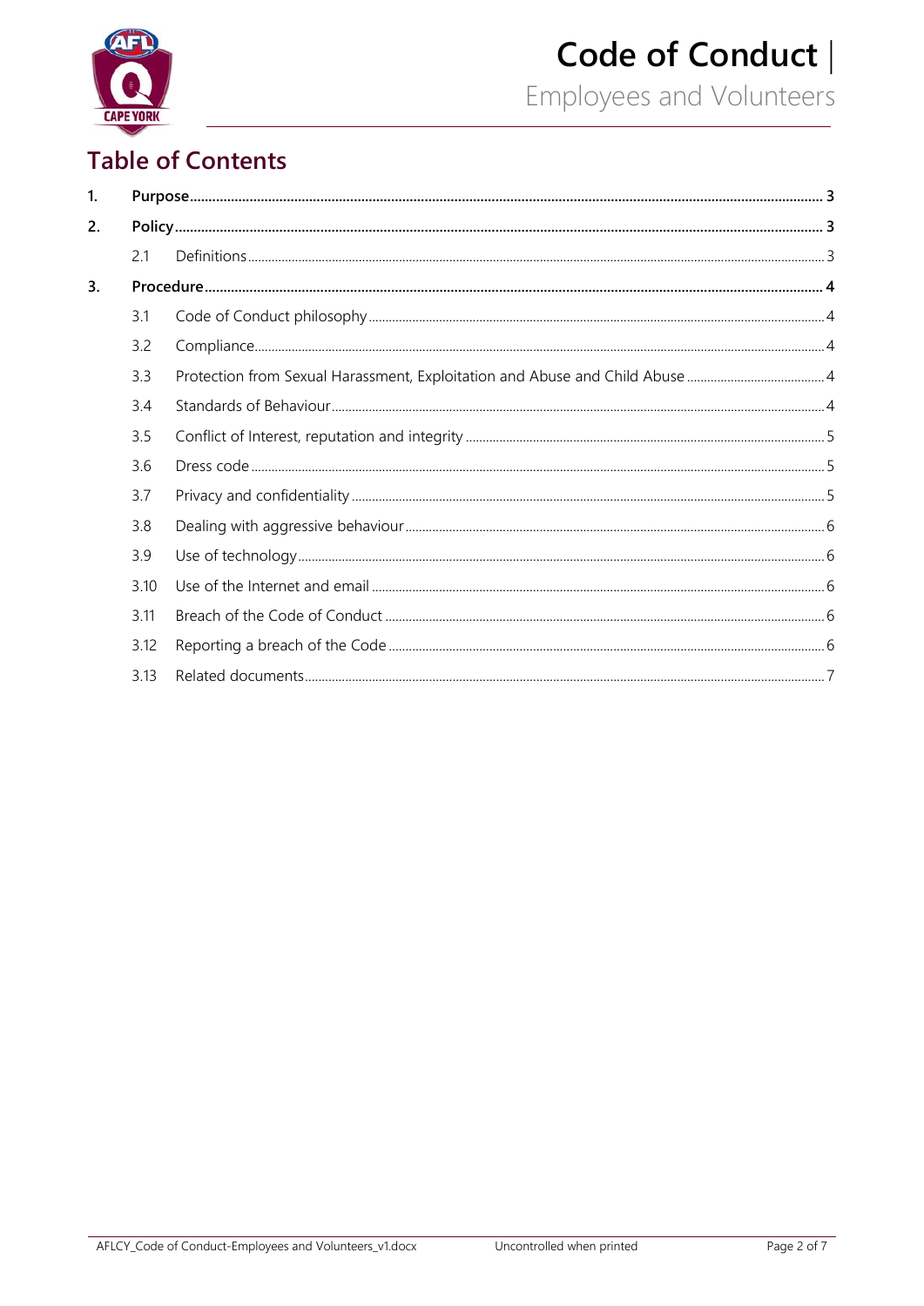# Table of Contents

| | | | |
|---|---|---|---|
| **1.** | **Purpose** | | **3** |
| **2.** | **Policy** | | **3** |
| | 2.1 | Definitions | 3 |
| **3.** | **Procedure** | | **4** |
| | 3.1 | Code of Conduct philosophy | 4 |
| | 3.2 | Compliance | 4 |
| | 3.3 | Protection from Sexual Harassment, Exploitation and Abuse and Child Abuse | 4 |
| | 3.4 | Standards of Behaviour | 4 |
| | 3.5 | Conflict of Interest, reputation and integrity | 5 |
| | 3.6 | Dress code | 5 |
| | 3.7 | Privacy and confidentiality | 5 |
| | 3.8 | Dealing with aggressive behaviour | 6 |
| | 3.9 | Use of technology | 6 |
| | 3.10 | Use of the Internet and email | 6 |
| | 3.11 | Breach of the Code of Conduct | 6 |
| | 3.12 | Reporting a breach of the Code | 6 |
| | 3.13 | Related documents | 7 |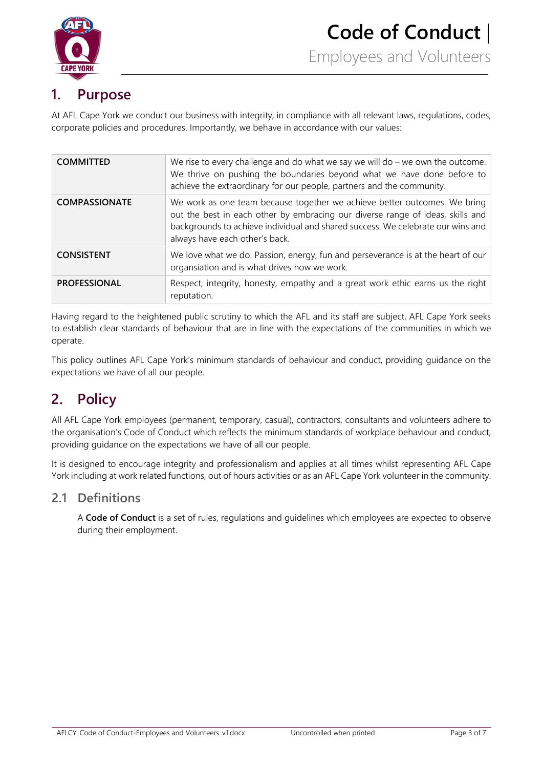## 1. Purpose

At AFL Cape York we conduct our business with integrity, in compliance with all relevant laws, regulations, codes, corporate policies and procedures. Importantly, we behave in accordance with our values:

| | |
|---|---|
| **COMMITTED** | We rise to every challenge and do what we say we will do – we own the outcome. We thrive on pushing the boundaries beyond what we have done before to achieve the extraordinary for our people, partners and the community. |
| **COMPASSIONATE** | We work as one team because together we achieve better outcomes. We bring out the best in each other by embracing our diverse range of ideas, skills and backgrounds to achieve individual and shared success. We celebrate our wins and always have each other's back. |
| **CONSISTENT** | We love what we do. Passion, energy, fun and perseverance is at the heart of our organsiation and is what drives how we work. |
| **PROFESSIONAL** | Respect, integrity, honesty, empathy and a great work ethic earns us the right reputation. |

Having regard to the heightened public scrutiny to which the AFL and its staff are subject, AFL Cape York seeks to establish clear standards of behaviour that are in line with the expectations of the communities in which we operate.

This policy outlines AFL Cape York's minimum standards of behaviour and conduct, providing guidance on the expectations we have of all our people.

## 2. Policy

All AFL Cape York employees (permanent, temporary, casual), contractors, consultants and volunteers adhere to the organisation's Code of Conduct which reflects the minimum standards of workplace behaviour and conduct, providing guidance on the expectations we have of all our people.

It is designed to encourage integrity and professionalism and applies at all times whilst representing AFL Cape York including at work related functions, out of hours activities or as an AFL Cape York volunteer in the community.

### 2.1 Definitions

A **Code of Conduct** is a set of rules, regulations and guidelines which employees are expected to observe during their employment.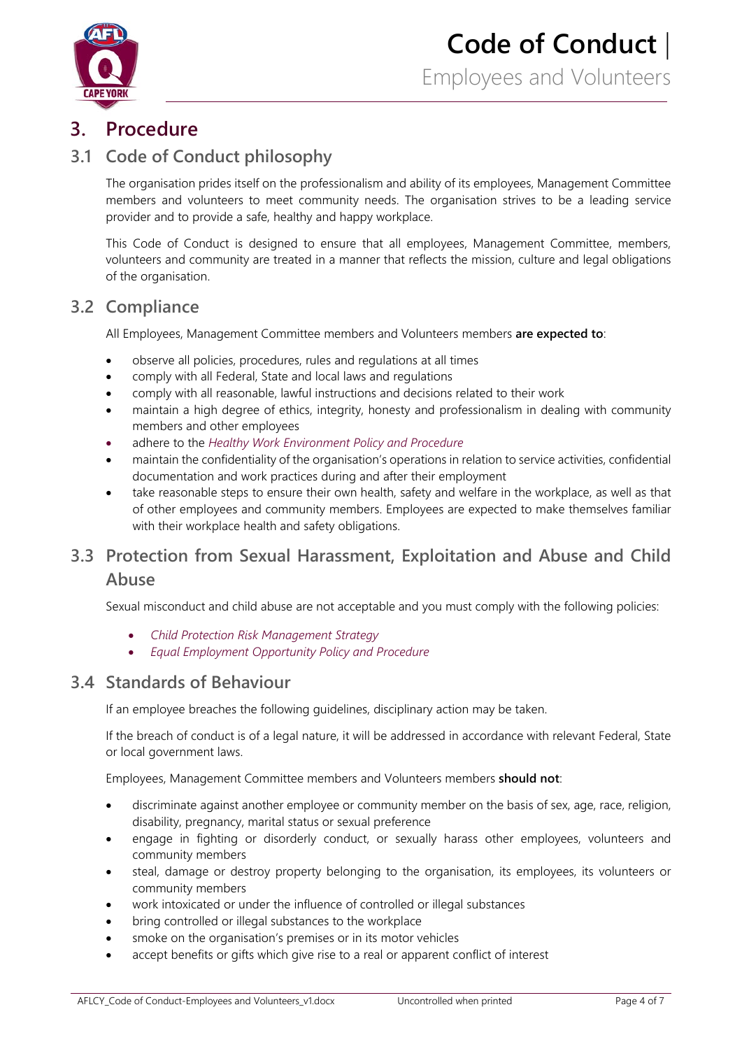# 3. Procedure

## 3.1 Code of Conduct philosophy

The organisation prides itself on the professionalism and ability of its employees, Management Committee members and volunteers to meet community needs. The organisation strives to be a leading service provider and to provide a safe, healthy and happy workplace.

This Code of Conduct is designed to ensure that all employees, Management Committee, members, volunteers and community are treated in a manner that reflects the mission, culture and legal obligations of the organisation.

## 3.2 Compliance

All Employees, Management Committee members and Volunteers members **are expected to**:

- observe all policies, procedures, rules and regulations at all times
- comply with all Federal, State and local laws and regulations
- comply with all reasonable, lawful instructions and decisions related to their work
- maintain a high degree of ethics, integrity, honesty and professionalism in dealing with community members and other employees
- adhere to the *Healthy Work Environment Policy and Procedure*
- maintain the confidentiality of the organisation's operations in relation to service activities, confidential documentation and work practices during and after their employment
- take reasonable steps to ensure their own health, safety and welfare in the workplace, as well as that of other employees and community members. Employees are expected to make themselves familiar with their workplace health and safety obligations.

## 3.3 Protection from Sexual Harassment, Exploitation and Abuse and Child Abuse

Sexual misconduct and child abuse are not acceptable and you must comply with the following policies:

- *Child Protection Risk Management Strategy*
- *Equal Employment Opportunity Policy and Procedure*

## 3.4 Standards of Behaviour

If an employee breaches the following guidelines, disciplinary action may be taken.

If the breach of conduct is of a legal nature, it will be addressed in accordance with relevant Federal, State or local government laws.

Employees, Management Committee members and Volunteers members **should not**:

- discriminate against another employee or community member on the basis of sex, age, race, religion, disability, pregnancy, marital status or sexual preference
- engage in fighting or disorderly conduct, or sexually harass other employees, volunteers and community members
- steal, damage or destroy property belonging to the organisation, its employees, its volunteers or community members
- work intoxicated or under the influence of controlled or illegal substances
- bring controlled or illegal substances to the workplace
- smoke on the organisation's premises or in its motor vehicles
- accept benefits or gifts which give rise to a real or apparent conflict of interest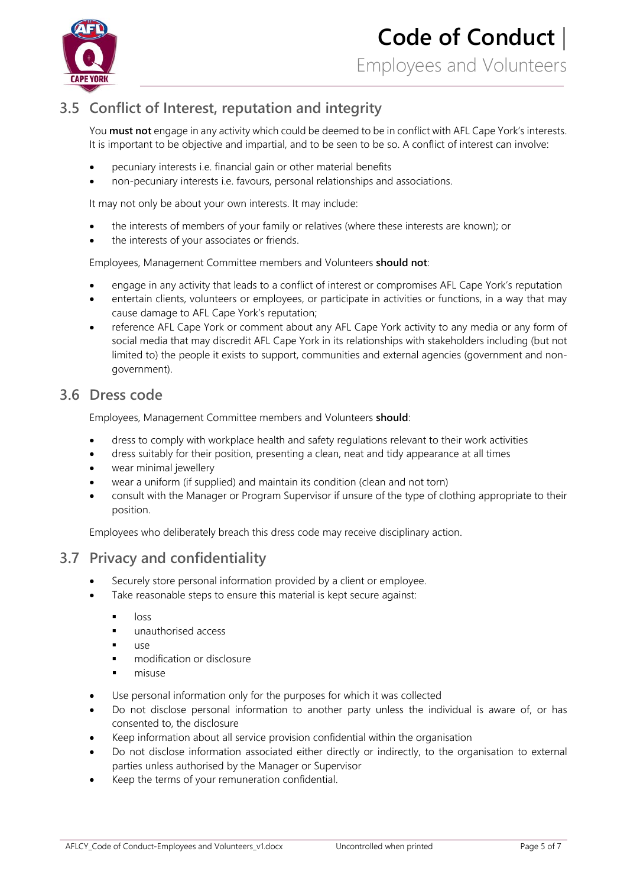## 3.5 Conflict of Interest, reputation and integrity

You **must not** engage in any activity which could be deemed to be in conflict with AFL Cape York's interests. It is important to be objective and impartial, and to be seen to be so. A conflict of interest can involve:

- pecuniary interests i.e. financial gain or other material benefits
- non-pecuniary interests i.e. favours, personal relationships and associations.

It may not only be about your own interests. It may include:

- the interests of members of your family or relatives (where these interests are known); or
- the interests of your associates or friends.

Employees, Management Committee members and Volunteers **should not**:

- engage in any activity that leads to a conflict of interest or compromises AFL Cape York's reputation
- entertain clients, volunteers or employees, or participate in activities or functions, in a way that may cause damage to AFL Cape York's reputation;
- reference AFL Cape York or comment about any AFL Cape York activity to any media or any form of social media that may discredit AFL Cape York in its relationships with stakeholders including (but not limited to) the people it exists to support, communities and external agencies (government and non-government).

## 3.6 Dress code

Employees, Management Committee members and Volunteers **should**:

- dress to comply with workplace health and safety regulations relevant to their work activities
- dress suitably for their position, presenting a clean, neat and tidy appearance at all times
- wear minimal jewellery
- wear a uniform (if supplied) and maintain its condition (clean and not torn)
- consult with the Manager or Program Supervisor if unsure of the type of clothing appropriate to their position.

Employees who deliberately breach this dress code may receive disciplinary action.

## 3.7 Privacy and confidentiality

- Securely store personal information provided by a client or employee.
- Take reasonable steps to ensure this material is kept secure against:
  - loss
  - unauthorised access
  - use
  - modification or disclosure
  - misuse
- Use personal information only for the purposes for which it was collected
- Do not disclose personal information to another party unless the individual is aware of, or has consented to, the disclosure
- Keep information about all service provision confidential within the organisation
- Do not disclose information associated either directly or indirectly, to the organisation to external parties unless authorised by the Manager or Supervisor
- Keep the terms of your remuneration confidential.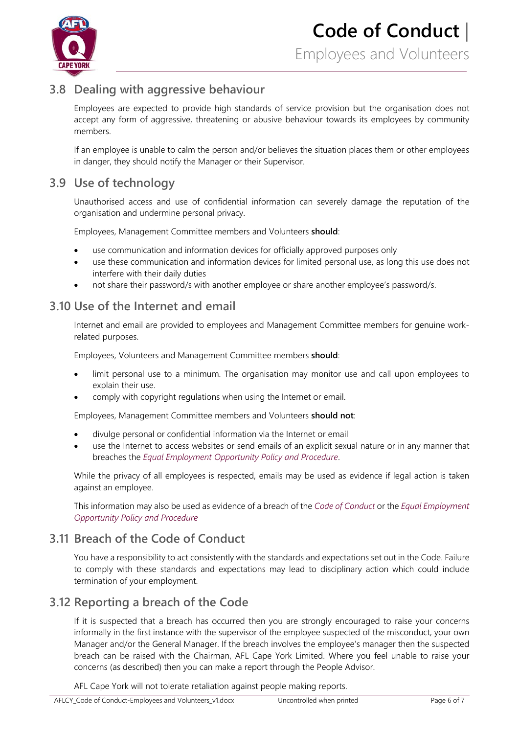## 3.8 Dealing with aggressive behaviour

Employees are expected to provide high standards of service provision but the organisation does not accept any form of aggressive, threatening or abusive behaviour towards its employees by community members.

If an employee is unable to calm the person and/or believes the situation places them or other employees in danger, they should notify the Manager or their Supervisor.

## 3.9 Use of technology

Unauthorised access and use of confidential information can severely damage the reputation of the organisation and undermine personal privacy.

Employees, Management Committee members and Volunteers **should**:

- use communication and information devices for officially approved purposes only
- use these communication and information devices for limited personal use, as long this use does not interfere with their daily duties
- not share their password/s with another employee or share another employee's password/s.

## 3.10 Use of the Internet and email

Internet and email are provided to employees and Management Committee members for genuine work-related purposes.

Employees, Volunteers and Management Committee members **should**:

- limit personal use to a minimum. The organisation may monitor use and call upon employees to explain their use.
- comply with copyright regulations when using the Internet or email.

Employees, Management Committee members and Volunteers **should not**:

- divulge personal or confidential information via the Internet or email
- use the Internet to access websites or send emails of an explicit sexual nature or in any manner that breaches the *Equal Employment Opportunity Policy and Procedure*.

While the privacy of all employees is respected, emails may be used as evidence if legal action is taken against an employee.

This information may also be used as evidence of a breach of the *Code of Conduct* or the *Equal Employment Opportunity Policy and Procedure*

## 3.11 Breach of the Code of Conduct

You have a responsibility to act consistently with the standards and expectations set out in the Code. Failure to comply with these standards and expectations may lead to disciplinary action which could include termination of your employment.

## 3.12 Reporting a breach of the Code

If it is suspected that a breach has occurred then you are strongly encouraged to raise your concerns informally in the first instance with the supervisor of the employee suspected of the misconduct, your own Manager and/or the General Manager. If the breach involves the employee's manager then the suspected breach can be raised with the Chairman, AFL Cape York Limited. Where you feel unable to raise your concerns (as described) then you can make a report through the People Advisor.

AFL Cape York will not tolerate retaliation against people making reports.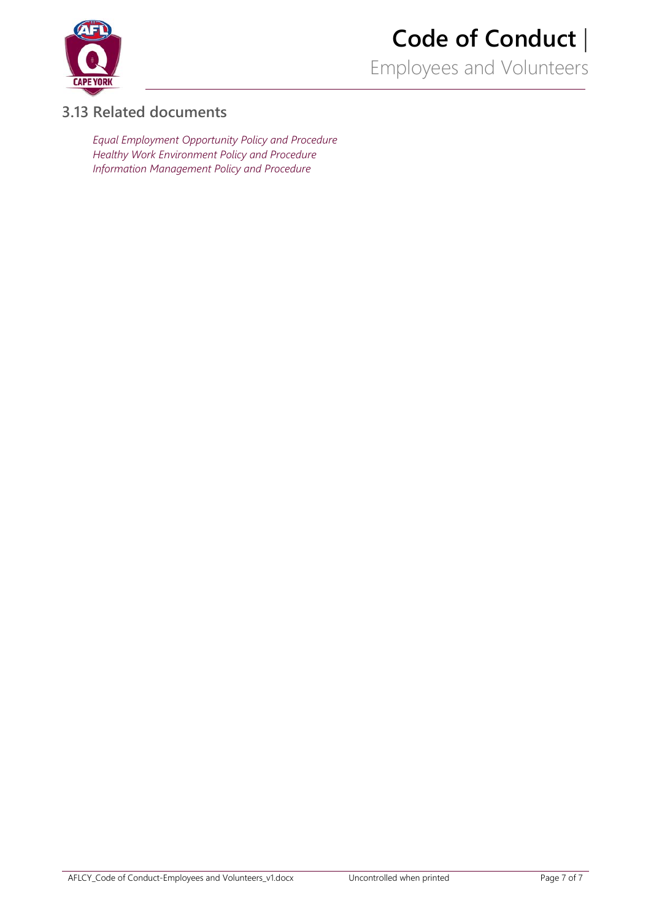## 3.13 Related documents

*Equal Employment Opportunity Policy and Procedure*
*Healthy Work Environment Policy and Procedure*
*Information Management Policy and Procedure*